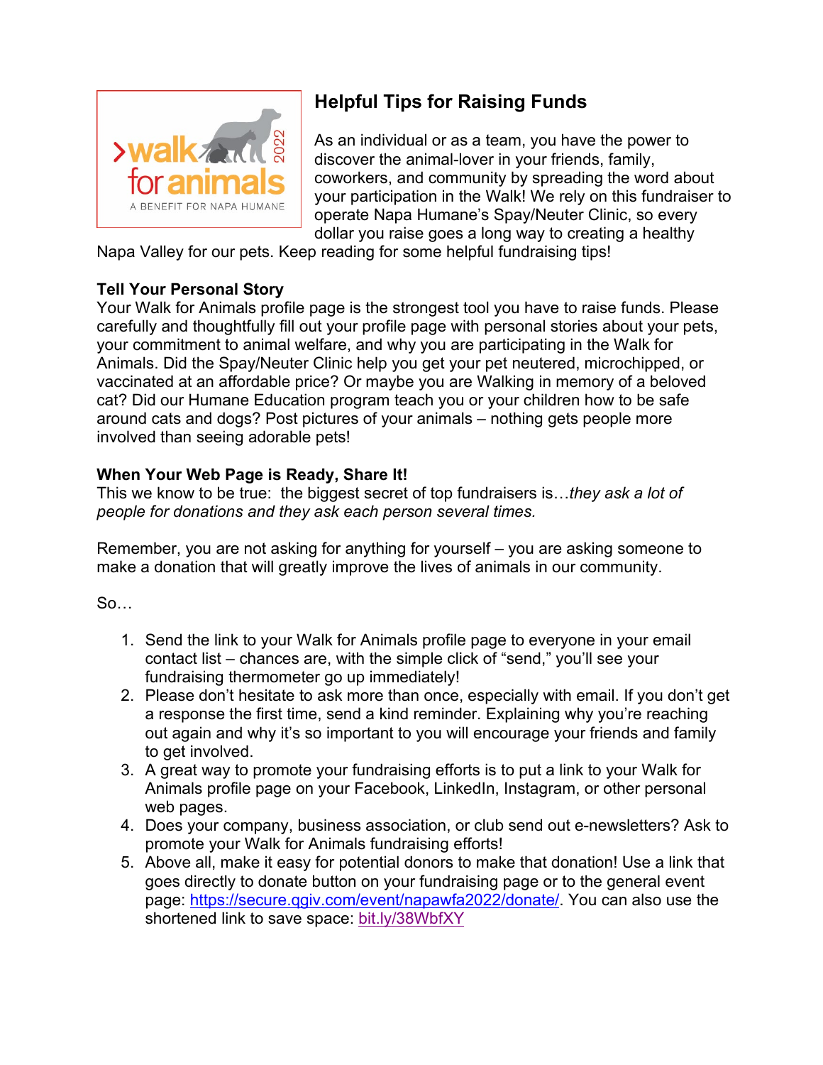## Helpful Tips for Raising Funds

As an individual or as a team, you have the power to discover the animal-lover in your friends, family, coworkers, and community by spreading the word about your participation in the Walk! We rely on this fundraiser to operate Napa Humane's Spay/Neuter Clinic, so every dollar you raise goes a long way to creating a healthy Napa Valley for our pets. Keep reading for some helpful fundraising tips!

**Tell Your Personal Story**

Your Walk for Animals profile page is the strongest tool you have to raise funds. Please carefully and thoughtfully fill out your profile page with personal stories about your pets, your commitment to animal welfare, and why you are participating in the Walk for Animals. Did the Spay/Neuter Clinic help you get your pet neutered, microchipped, or vaccinated at an affordable price? Or maybe you are Walking in memory of a beloved cat? Did our Humane Education program teach you or your children how to be safe around cats and dogs? Post pictures of your animals – nothing gets people more involved than seeing adorable pets!

**When Your Web Page is Ready, Share It!**

This we know to be true: the biggest secret of top fundraisers is…*they ask a lot of people for donations and they ask each person several times.*

Remember, you are not asking for anything for yourself – you are asking someone to make a donation that will greatly improve the lives of animals in our community.

So…

1. Send the link to your Walk for Animals profile page to everyone in your email contact list – chances are, with the simple click of "send," you'll see your fundraising thermometer go up immediately!
2. Please don't hesitate to ask more than once, especially with email. If you don't get a response the first time, send a kind reminder. Explaining why you're reaching out again and why it's so important to you will encourage your friends and family to get involved.
3. A great way to promote your fundraising efforts is to put a link to your Walk for Animals profile page on your Facebook, LinkedIn, Instagram, or other personal web pages.
4. Does your company, business association, or club send out e-newsletters? Ask to promote your Walk for Animals fundraising efforts!
5. Above all, make it easy for potential donors to make that donation! Use a link that goes directly to donate button on your fundraising page or to the general event page: https://secure.qgiv.com/event/napawfa2022/donate/. You can also use the shortened link to save space: bit.ly/38WbfXY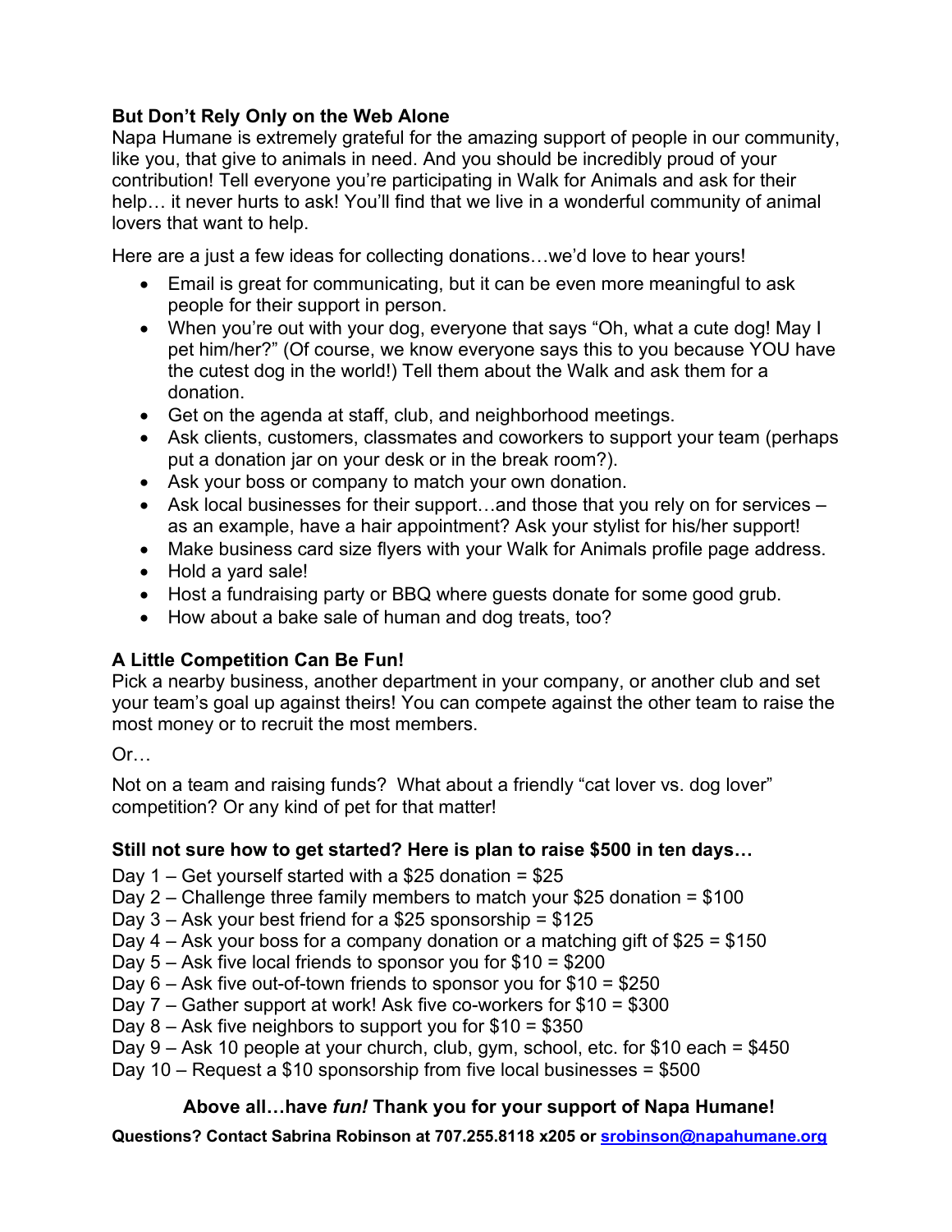**But Don't Rely Only on the Web Alone**

Napa Humane is extremely grateful for the amazing support of people in our community, like you, that give to animals in need. And you should be incredibly proud of your contribution! Tell everyone you're participating in Walk for Animals and ask for their help… it never hurts to ask! You'll find that we live in a wonderful community of animal lovers that want to help.

Here are a just a few ideas for collecting donations…we'd love to hear yours!

- Email is great for communicating, but it can be even more meaningful to ask people for their support in person.
- When you're out with your dog, everyone that says "Oh, what a cute dog! May I pet him/her?" (Of course, we know everyone says this to you because YOU have the cutest dog in the world!) Tell them about the Walk and ask them for a donation.
- Get on the agenda at staff, club, and neighborhood meetings.
- Ask clients, customers, classmates and coworkers to support your team (perhaps put a donation jar on your desk or in the break room?).
- Ask your boss or company to match your own donation.
- Ask local businesses for their support…and those that you rely on for services – as an example, have a hair appointment? Ask your stylist for his/her support!
- Make business card size flyers with your Walk for Animals profile page address.
- Hold a yard sale!
- Host a fundraising party or BBQ where guests donate for some good grub.
- How about a bake sale of human and dog treats, too?

**A Little Competition Can Be Fun!**

Pick a nearby business, another department in your company, or another club and set your team's goal up against theirs! You can compete against the other team to raise the most money or to recruit the most members.

Or…

Not on a team and raising funds? What about a friendly "cat lover vs. dog lover" competition? Or any kind of pet for that matter!

**Still not sure how to get started? Here is plan to raise $500 in ten days…**

Day 1 – Get yourself started with a $25 donation = $25
Day 2 – Challenge three family members to match your $25 donation = $100
Day 3 – Ask your best friend for a $25 sponsorship = $125
Day 4 – Ask your boss for a company donation or a matching gift of $25 = $150
Day 5 – Ask five local friends to sponsor you for $10 = $200
Day 6 – Ask five out-of-town friends to sponsor you for $10 = $250
Day 7 – Gather support at work! Ask five co-workers for $10 = $300
Day 8 – Ask five neighbors to support you for $10 = $350
Day 9 – Ask 10 people at your church, club, gym, school, etc. for $10 each = $450
Day 10 – Request a $10 sponsorship from five local businesses = $500

**Above all…have *fun!* Thank you for your support of Napa Humane!**

**Questions? Contact Sabrina Robinson at 707.255.8118 x205 or srobinson@napahumane.org**